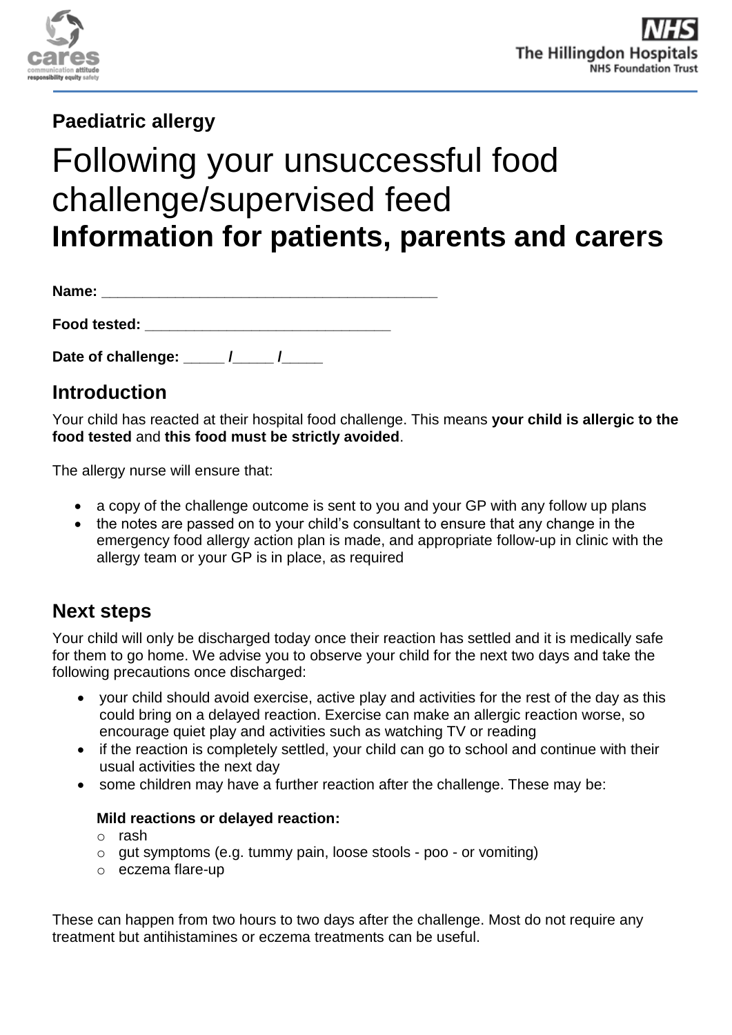**Paediatric allergy**

# Following your unsuccessful food challenge/supervised feed

# Information for patients, parents and carers

**Name:** ________________________________________

**Food tested:** ______________________________

**Date of challenge:** _____ /_____ /_____

## Introduction

Your child has reacted at their hospital food challenge. This means **your child is allergic to the food tested** and **this food must be strictly avoided**.

The allergy nurse will ensure that:

- a copy of the challenge outcome is sent to you and your GP with any follow up plans
- the notes are passed on to your child's consultant to ensure that any change in the emergency food allergy action plan is made, and appropriate follow-up in clinic with the allergy team or your GP is in place, as required

## Next steps

Your child will only be discharged today once their reaction has settled and it is medically safe for them to go home. We advise you to observe your child for the next two days and take the following precautions once discharged:

- your child should avoid exercise, active play and activities for the rest of the day as this could bring on a delayed reaction. Exercise can make an allergic reaction worse, so encourage quiet play and activities such as watching TV or reading
- if the reaction is completely settled, your child can go to school and continue with their usual activities the next day
- some children may have a further reaction after the challenge. These may be:

  **Mild reactions or delayed reaction:**
  - rash
  - gut symptoms (e.g. tummy pain, loose stools - poo - or vomiting)
  - eczema flare-up

These can happen from two hours to two days after the challenge. Most do not require any treatment but antihistamines or eczema treatments can be useful.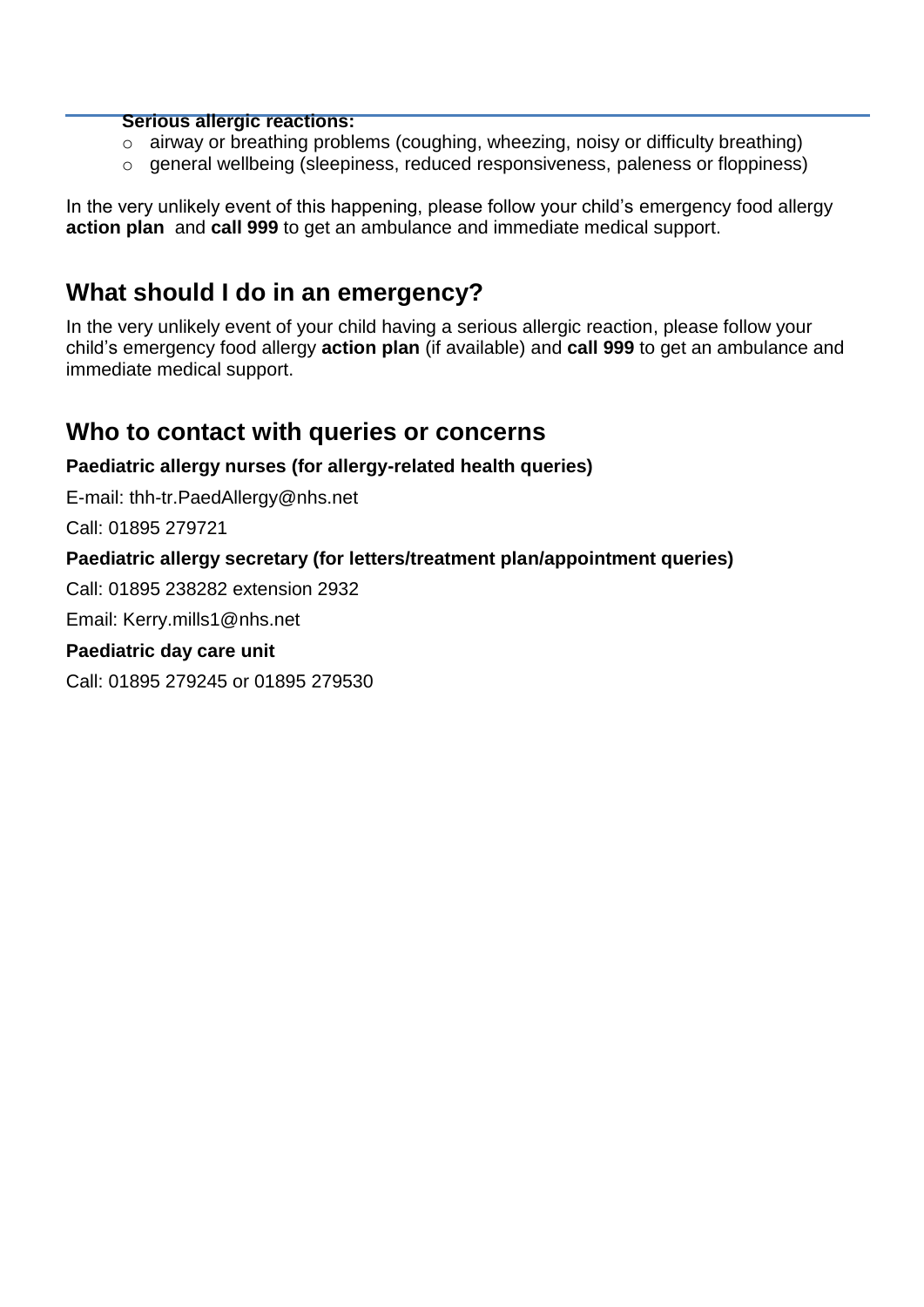**Serious allergic reactions:**

- airway or breathing problems (coughing, wheezing, noisy or difficulty breathing)
- general wellbeing (sleepiness, reduced responsiveness, paleness or floppiness)

In the very unlikely event of this happening, please follow your child's emergency food allergy **action plan** and **call 999** to get an ambulance and immediate medical support.

## What should I do in an emergency?

In the very unlikely event of your child having a serious allergic reaction, please follow your child's emergency food allergy **action plan** (if available) and **call 999** to get an ambulance and immediate medical support.

## Who to contact with queries or concerns

**Paediatric allergy nurses (for allergy-related health queries)**

E-mail: thh-tr.PaedAllergy@nhs.net

Call: 01895 279721

**Paediatric allergy secretary (for letters/treatment plan/appointment queries)**

Call: 01895 238282 extension 2932

Email: Kerry.mills1@nhs.net

**Paediatric day care unit**

Call: 01895 279245 or 01895 279530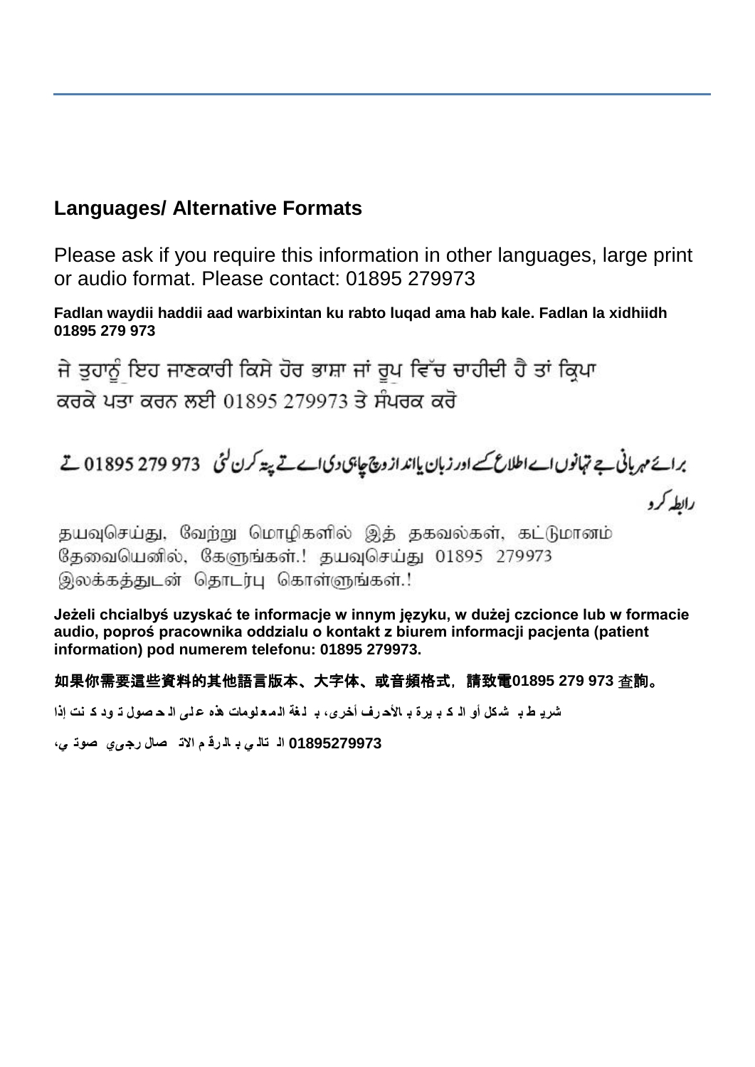## Languages/ Alternative Formats

Please ask if you require this information in other languages, large print or audio format. Please contact: 01895 279973

**Fadlan waydii haddii aad warbixintan ku rabto luqad ama hab kale. Fadlan la xidhiidh 01895 279 973**

ਜੇ ਤੁਹਾਨੂੰ ਇਹ ਜਾਣਕਾਰੀ ਕਿਸੇ ਹੋਰ ਭਾਸ਼ਾ ਜਾਂ ਰੂਪ ਵਿੱਚ ਚਾਹੀਦੀ ਹੈ ਤਾਂ ਕ੍ਰਿਪਾ ਕਰਕੇ ਪਤਾ ਕਰਨ ਲਈ 01895 279973 ਤੇ ਸੰਪਰਕ ਕਰੋ

برائے مہربانی جے تہانوں اے اطلاع کسے اور زبان یا انداز وچ چاہی دی اے تے پتہ کرن لئی 01895 279 973 تے رابطہ کرو

தயவுசெய்து, வேற்று மொழிகளில் இத் தகவல்கள், கட்டுமானம் தேவையெனில், கேளுங்கள்.! தயவுசெய்து 01895 279973 இலக்கத்துடன் தொடர்பு கொள்ளுங்கள்.!

**Jeżeli chcialbyś uzyskać te informacje w innym języku, w dużej czcionce lub w formacie audio, poproś pracownika oddzialu o kontakt z biurem informacji pacjenta (patient information) pod numerem telefonu: 01895 279973.**

**如果你需要這些資料的其他語言版本、大字体、或音頻格式，請致電01895 279 973 查詢。**

**إذا كنت تود الحصول على هذه المعلومات بلغة أخرى، بالأحرف الكبيرة أو بشكل شريط صوتي، يرجى الاتصال بالرقم التالي 01895279973**